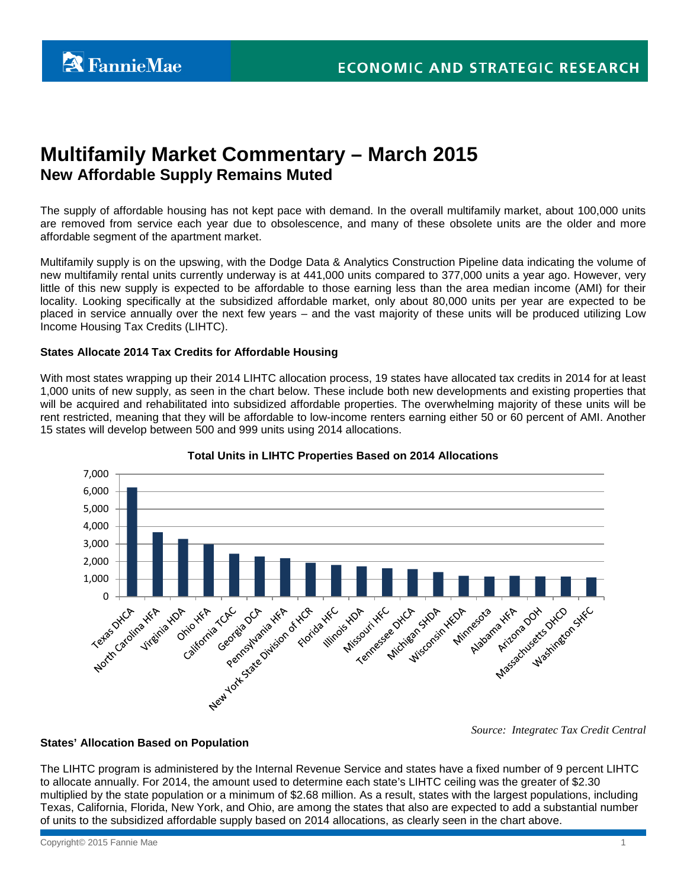# Multifamily Market Commentary – March 2015

## New Affordable Supply Remains Muted

The supply of affordable housing has not kept pace with demand. In the overall multifamily market, about 100,000 units are removed from service each year due to obsolescence, and many of these obsolete units are the older and more affordable segment of the apartment market.

Multifamily supply is on the upswing, with the Dodge Data & Analytics Construction Pipeline data indicating the volume of new multifamily rental units currently underway is at 441,000 units compared to 377,000 units a year ago. However, very little of this new supply is expected to be affordable to those earning less than the area median income (AMI) for their locality. Looking specifically at the subsidized affordable market, only about 80,000 units per year are expected to be placed in service annually over the next few years – and the vast majority of these units will be produced utilizing Low Income Housing Tax Credits (LIHTC).

### States Allocate 2014 Tax Credits for Affordable Housing

With most states wrapping up their 2014 LIHTC allocation process, 19 states have allocated tax credits in 2014 for at least 1,000 units of new supply, as seen in the chart below. These include both new developments and existing properties that will be acquired and rehabilitated into subsidized affordable properties. The overwhelming majority of these units will be rent restricted, meaning that they will be affordable to low-income renters earning either 50 or 60 percent of AMI. Another 15 states will develop between 500 and 999 units using 2014 allocations.

**Total Units in LIHTC Properties Based on 2014 Allocations**

*Source: Integratec Tax Credit Central*

### States' Allocation Based on Population

The LIHTC program is administered by the Internal Revenue Service and states have a fixed number of 9 percent LIHTC to allocate annually. For 2014, the amount used to determine each state's LIHTC ceiling was the greater of $2.30 multiplied by the state population or a minimum of $2.68 million. As a result, states with the largest populations, including Texas, California, Florida, New York, and Ohio, are among the states that also are expected to add a substantial number of units to the subsidized affordable supply based on 2014 allocations, as clearly seen in the chart above.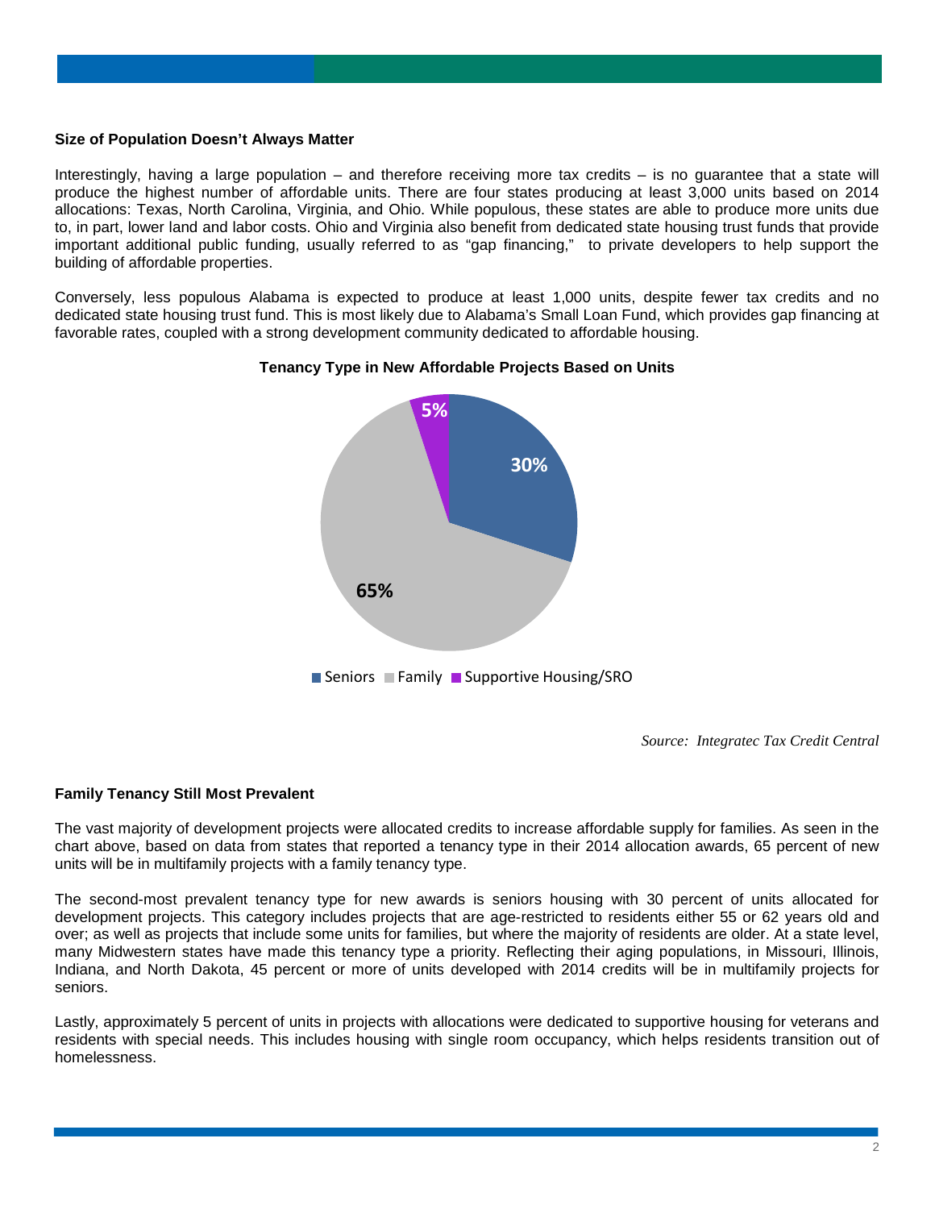**Size of Population Doesn't Always Matter**

Interestingly, having a large population – and therefore receiving more tax credits – is no guarantee that a state will produce the highest number of affordable units. There are four states producing at least 3,000 units based on 2014 allocations: Texas, North Carolina, Virginia, and Ohio. While populous, these states are able to produce more units due to, in part, lower land and labor costs. Ohio and Virginia also benefit from dedicated state housing trust funds that provide important additional public funding, usually referred to as "gap financing," to private developers to help support the building of affordable properties.

Conversely, less populous Alabama is expected to produce at least 1,000 units, despite fewer tax credits and no dedicated state housing trust fund. This is most likely due to Alabama's Small Loan Fund, which provides gap financing at favorable rates, coupled with a strong development community dedicated to affordable housing.

**Tenancy Type in New Affordable Projects Based on Units**

| Tenancy Type | Share of Units |
|---|---|
| Seniors | 30% |
| Family | 65% |
| Supportive Housing/SRO | 5% |

*Source: Integratec Tax Credit Central*

**Family Tenancy Still Most Prevalent**

The vast majority of development projects were allocated credits to increase affordable supply for families. As seen in the chart above, based on data from states that reported a tenancy type in their 2014 allocation awards, 65 percent of new units will be in multifamily projects with a family tenancy type.

The second-most prevalent tenancy type for new awards is seniors housing with 30 percent of units allocated for development projects. This category includes projects that are age-restricted to residents either 55 or 62 years old and over; as well as projects that include some units for families, but where the majority of residents are older. At a state level, many Midwestern states have made this tenancy type a priority. Reflecting their aging populations, in Missouri, Illinois, Indiana, and North Dakota, 45 percent or more of units developed with 2014 credits will be in multifamily projects for seniors.

Lastly, approximately 5 percent of units in projects with allocations were dedicated to supportive housing for veterans and residents with special needs. This includes housing with single room occupancy, which helps residents transition out of homelessness.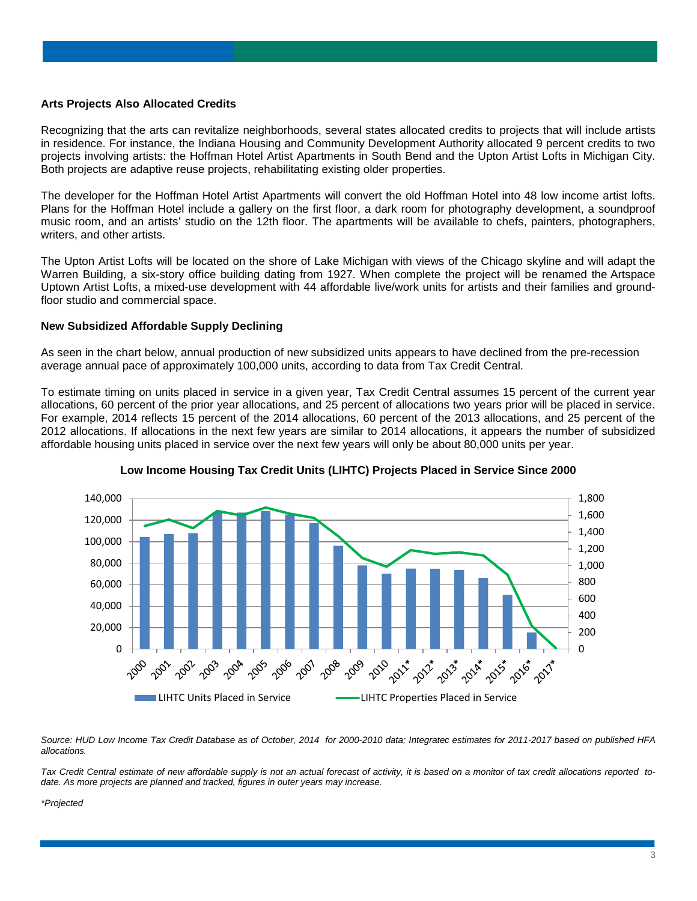### Arts Projects Also Allocated Credits

Recognizing that the arts can revitalize neighborhoods, several states allocated credits to projects that will include artists in residence. For instance, the Indiana Housing and Community Development Authority allocated 9 percent credits to two projects involving artists: the Hoffman Hotel Artist Apartments in South Bend and the Upton Artist Lofts in Michigan City. Both projects are adaptive reuse projects, rehabilitating existing older properties.

The developer for the Hoffman Hotel Artist Apartments will convert the old Hoffman Hotel into 48 low income artist lofts. Plans for the Hoffman Hotel include a gallery on the first floor, a dark room for photography development, a soundproof music room, and an artists' studio on the 12th floor. The apartments will be available to chefs, painters, photographers, writers, and other artists.

The Upton Artist Lofts will be located on the shore of Lake Michigan with views of the Chicago skyline and will adapt the Warren Building, a six-story office building dating from 1927. When complete the project will be renamed the Artspace Uptown Artist Lofts, a mixed-use development with 44 affordable live/work units for artists and their families and ground-floor studio and commercial space.

### New Subsidized Affordable Supply Declining

As seen in the chart below, annual production of new subsidized units appears to have declined from the pre-recession average annual pace of approximately 100,000 units, according to data from Tax Credit Central.

To estimate timing on units placed in service in a given year, Tax Credit Central assumes 15 percent of the current year allocations, 60 percent of the prior year allocations, and 25 percent of allocations two years prior will be placed in service. For example, 2014 reflects 15 percent of the 2014 allocations, 60 percent of the 2013 allocations, and 25 percent of the 2012 allocations. If allocations in the next few years are similar to 2014 allocations, it appears the number of subsidized affordable housing units placed in service over the next few years will only be about 80,000 units per year.

**Low Income Housing Tax Credit Units (LIHTC) Projects Placed in Service Since 2000**

*Source: HUD Low Income Tax Credit Database as of October, 2014 for 2000-2010 data; Integratec estimates for 2011-2017 based on published HFA allocations.*

*Tax Credit Central estimate of new affordable supply is not an actual forecast of activity, it is based on a monitor of tax credit allocations reported to-date. As more projects are planned and tracked, figures in outer years may increase.*

*\*Projected*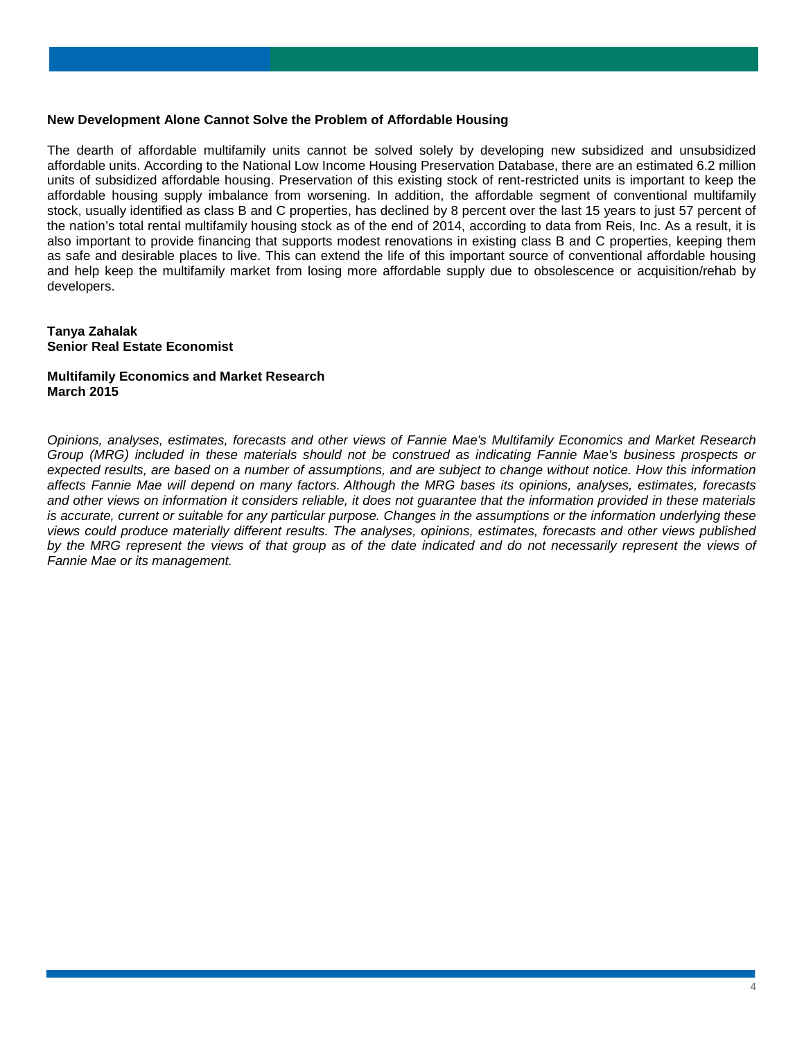**New Development Alone Cannot Solve the Problem of Affordable Housing**

The dearth of affordable multifamily units cannot be solved solely by developing new subsidized and unsubsidized affordable units. According to the National Low Income Housing Preservation Database, there are an estimated 6.2 million units of subsidized affordable housing. Preservation of this existing stock of rent-restricted units is important to keep the affordable housing supply imbalance from worsening. In addition, the affordable segment of conventional multifamily stock, usually identified as class B and C properties, has declined by 8 percent over the last 15 years to just 57 percent of the nation's total rental multifamily housing stock as of the end of 2014, according to data from Reis, Inc. As a result, it is also important to provide financing that supports modest renovations in existing class B and C properties, keeping them as safe and desirable places to live. This can extend the life of this important source of conventional affordable housing and help keep the multifamily market from losing more affordable supply due to obsolescence or acquisition/rehab by developers.

**Tanya Zahalak**
**Senior Real Estate Economist**

**Multifamily Economics and Market Research**
**March 2015**

*Opinions, analyses, estimates, forecasts and other views of Fannie Mae's Multifamily Economics and Market Research Group (MRG) included in these materials should not be construed as indicating Fannie Mae's business prospects or expected results, are based on a number of assumptions, and are subject to change without notice. How this information affects Fannie Mae will depend on many factors. Although the MRG bases its opinions, analyses, estimates, forecasts and other views on information it considers reliable, it does not guarantee that the information provided in these materials is accurate, current or suitable for any particular purpose. Changes in the assumptions or the information underlying these views could produce materially different results. The analyses, opinions, estimates, forecasts and other views published by the MRG represent the views of that group as of the date indicated and do not necessarily represent the views of Fannie Mae or its management.*